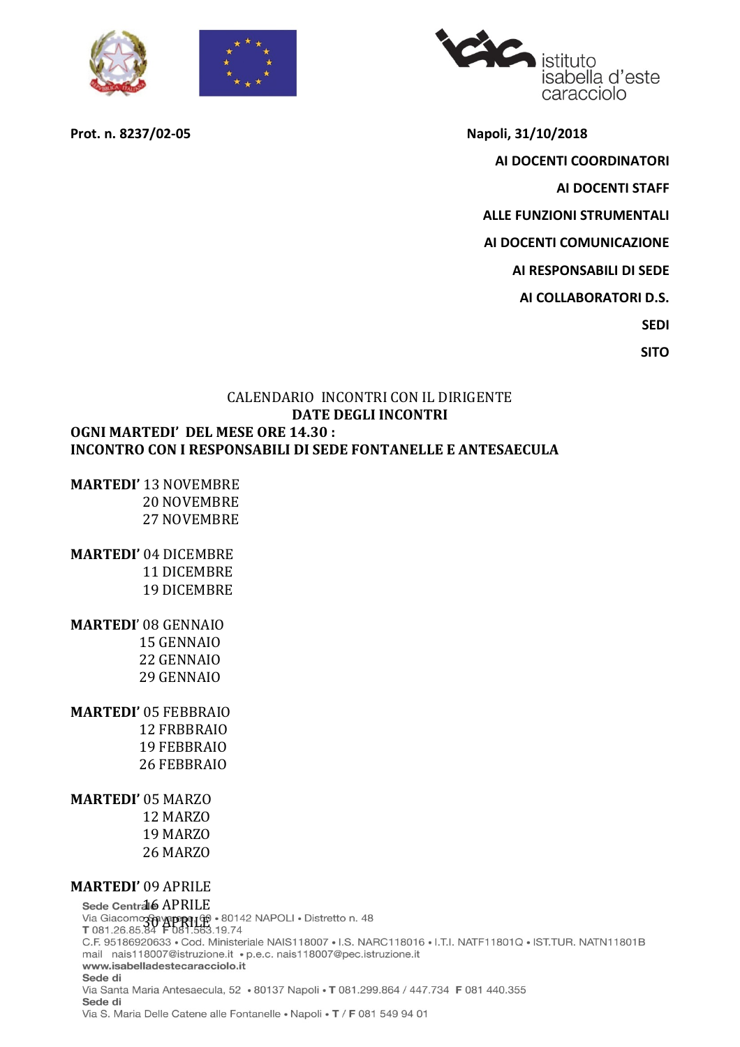Prot. n. 8237/02-05

Napoli, 31/10/2018

**AI DOCENTI COORDINATORI**

**AI DOCENTI STAFF**

**ALLE FUNZIONI STRUMENTALI**

**AI DOCENTI COMUNICAZIONE**

**AI RESPONSABILI DI SEDE**

**AI COLLABORATORI D.S.**

**SEDI**

**SITO**

CALENDARIO INCONTRI CON IL DIRIGENTE

**DATE DEGLI INCONTRI**

**OGNI MARTEDI' DEL MESE ORE 14.30 :**
**INCONTRO CON I RESPONSABILI DI SEDE FONTANELLE E ANTESAECULA**

**MARTEDI'** 13 NOVEMBRE
20 NOVEMBRE
27 NOVEMBRE

**MARTEDI'** 04 DICEMBRE
11 DICEMBRE
19 DICEMBRE

**MARTEDI'** 08 GENNAIO
15 GENNAIO
22 GENNAIO
29 GENNAIO

**MARTEDI'** 05 FEBBRAIO
12 FRBBRAIO
19 FEBBRAIO
26 FEBBRAIO

**MARTEDI'** 05 MARZO
12 MARZO
19 MARZO
26 MARZO

**MARTEDI'** 09 APRILE
16 APRILE
30 APRILE

Sede Centrale
Via Giacomo Savarese, 60 • 80142 NAPOLI • Distretto n. 48
T 081.26.85.84 F 081.563.19.74
C.F. 95186920633 • Cod. Ministeriale NAIS118007 • I.S. NARC118016 • I.T.I. NATF11801Q • IST.TUR. NATN11801B
mail nais118007@istruzione.it • p.e.c. nais118007@pec.istruzione.it
www.isabelladestecaracciolo.it
Sede di
Via Santa Maria Antesaecula, 52 • 80137 Napoli • T 081.299.864 / 447.734 F 081 440.355
Sede di
Via S. Maria Delle Catene alle Fontanelle • Napoli • T / F 081 549 94 01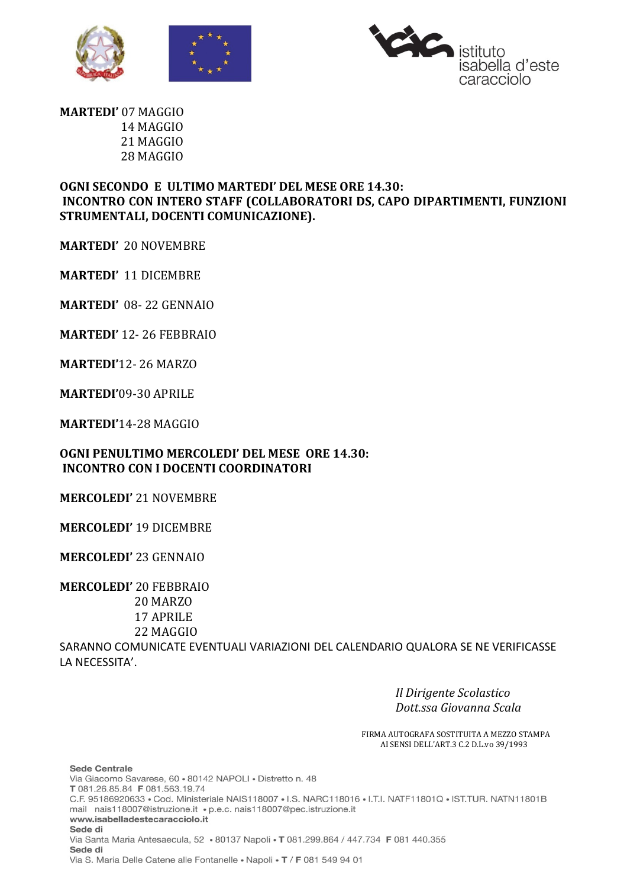**MARTEDI’** 07 MAGGIO
14 MAGGIO
21 MAGGIO
28 MAGGIO

**OGNI SECONDO E ULTIMO MARTEDI’ DEL MESE ORE 14.30:**
**INCONTRO CON INTERO STAFF (COLLABORATORI DS, CAPO DIPARTIMENTI, FUNZIONI STRUMENTALI, DOCENTI COMUNICAZIONE).**

**MARTEDI’** 20 NOVEMBRE

**MARTEDI’** 11 DICEMBRE

**MARTEDI’** 08- 22 GENNAIO

**MARTEDI’** 12- 26 FEBBRAIO

**MARTEDI’**12- 26 MARZO

**MARTEDI’**09-30 APRILE

**MARTEDI’**14-28 MAGGIO

**OGNI PENULTIMO MERCOLEDI’ DEL MESE ORE 14.30:**
**INCONTRO CON I DOCENTI COORDINATORI**

**MERCOLEDI’** 21 NOVEMBRE

**MERCOLEDI’** 19 DICEMBRE

**MERCOLEDI’** 23 GENNAIO

**MERCOLEDI’** 20 FEBBRAIO
20 MARZO
17 APRILE
22 MAGGIO

SARANNO COMUNICATE EVENTUALI VARIAZIONI DEL CALENDARIO QUALORA SE NE VERIFICASSE LA NECESSITA’.

*Il Dirigente Scolastico*
*Dott.ssa Giovanna Scala*

FIRMA AUTOGRAFA SOSTITUITA A MEZZO STAMPA
AI SENSI DELL’ART.3 C.2 D.L.vo 39/1993

**Sede Centrale**
Via Giacomo Savarese, 60 • 80142 NAPOLI • Distretto n. 48
**T** 081.26.85.84 **F** 081.563.19.74
C.F. 95186920633 • Cod. Ministeriale NAIS118007 • I.S. NARC118016 • I.T.I. NATF11801Q • IST.TUR. NATN11801B
mail nais118007@istruzione.it • p.e.c. nais118007@pec.istruzione.it
**www.isabelladestecaracciolo.it**
**Sede di**
Via Santa Maria Antesaecula, 52 • 80137 Napoli • **T** 081.299.864 / 447.734 **F** 081 440.355
**Sede di**
Via S. Maria Delle Catene alle Fontanelle • Napoli • **T** / **F** 081 549 94 01